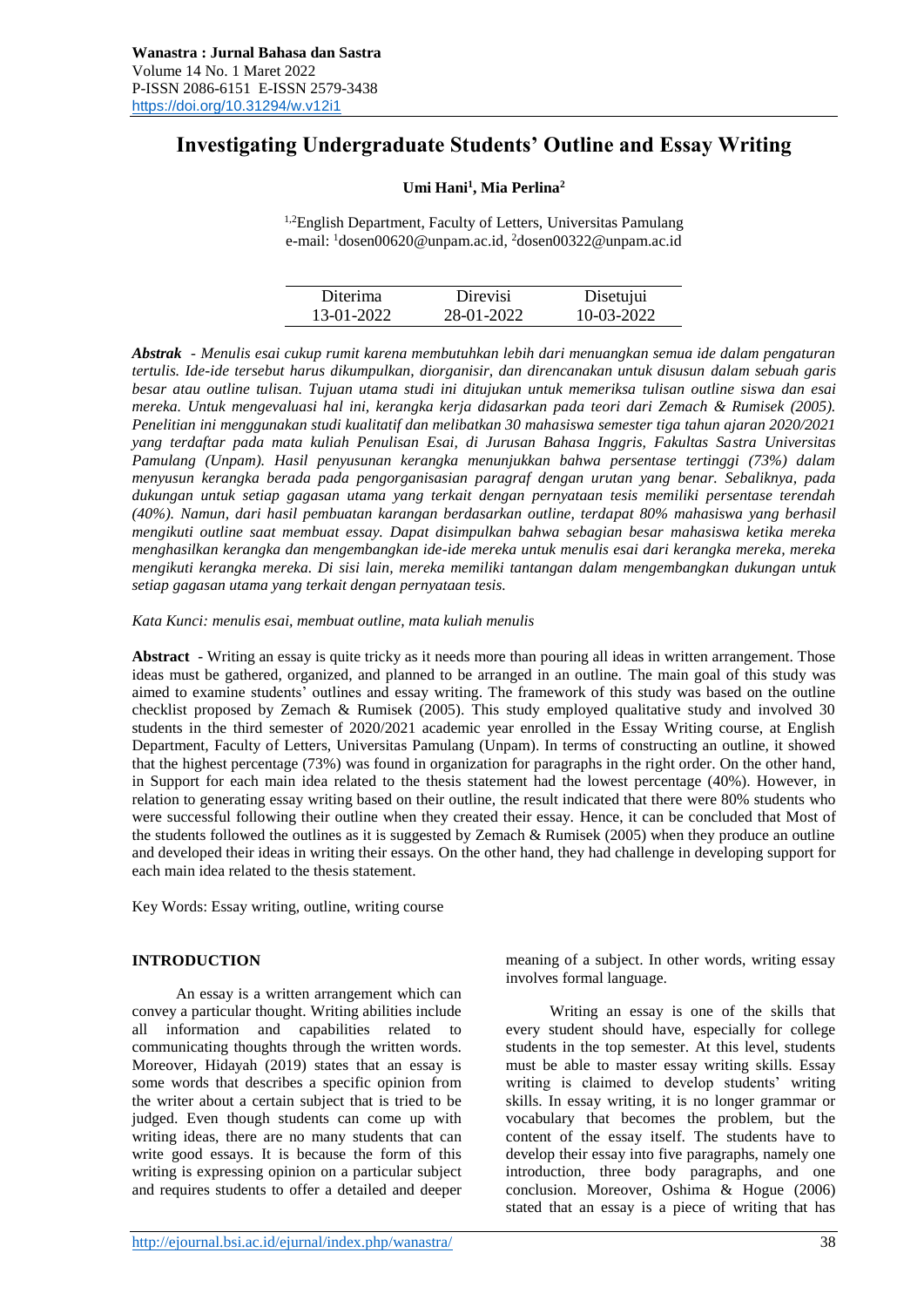# Investigating Undergraduate Students' Outline and Essay Writing

**Umi Hani[1], Mia Perlina[2]**

[1,2]English Department, Faculty of Letters, Universitas Pamulang
e-mail: [1]dosen00620@unpam.ac.id, [2]dosen00322@unpam.ac.id

| Diterima | Direvisi | Disetujui |
| --- | --- | --- |
| 13-01-2022 | 28-01-2022 | 10-03-2022 |

***Abstrak*** *- Menulis esai cukup rumit karena membutuhkan lebih dari menuangkan semua ide dalam pengaturan tertulis. Ide-ide tersebut harus dikumpulkan, diorganisir, dan direncanakan untuk disusun dalam sebuah garis besar atau outline tulisan. Tujuan utama studi ini ditujukan untuk memeriksa tulisan outline siswa dan esai mereka. Untuk mengevaluasi hal ini, kerangka kerja didasarkan pada teori dari Zemach & Rumisek (2005). Penelitian ini menggunakan studi kualitatif dan melibatkan 30 mahasiswa semester tiga tahun ajaran 2020/2021 yang terdaftar pada mata kuliah Penulisan Esai, di Jurusan Bahasa Inggris, Fakultas Sastra Universitas Pamulang (Unpam). Hasil penyusunan kerangka menunjukkan bahwa persentase tertinggi (73%) dalam menyusun kerangka berada pada pengorganisasian paragraf dengan urutan yang benar. Sebaliknya, pada dukungan untuk setiap gagasan utama yang terkait dengan pernyataan tesis memiliki persentase terendah (40%). Namun, dari hasil pembuatan karangan berdasarkan outline, terdapat 80% mahasiswa yang berhasil mengikuti outline saat membuat essay. Dapat disimpulkan bahwa sebagian besar mahasiswa ketika mereka menghasilkan kerangka dan mengembangkan ide-ide mereka untuk menulis esai dari kerangka mereka, mereka mengikuti kerangka mereka. Di sisi lain, mereka memiliki tantangan dalam mengembangkan dukungan untuk setiap gagasan utama yang terkait dengan pernyataan tesis.*

*Kata Kunci: menulis esai, membuat outline, mata kuliah menulis*

**Abstract** - Writing an essay is quite tricky as it needs more than pouring all ideas in written arrangement. Those ideas must be gathered, organized, and planned to be arranged in an outline. The main goal of this study was aimed to examine students' outlines and essay writing. The framework of this study was based on the outline checklist proposed by Zemach & Rumisek (2005). This study employed qualitative study and involved 30 students in the third semester of 2020/2021 academic year enrolled in the Essay Writing course, at English Department, Faculty of Letters, Universitas Pamulang (Unpam). In terms of constructing an outline, it showed that the highest percentage (73%) was found in organization for paragraphs in the right order. On the other hand, in Support for each main idea related to the thesis statement had the lowest percentage (40%). However, in relation to generating essay writing based on their outline, the result indicated that there were 80% students who were successful following their outline when they created their essay. Hence, it can be concluded that Most of the students followed the outlines as it is suggested by Zemach & Rumisek (2005) when they produce an outline and developed their ideas in writing their essays. On the other hand, they had challenge in developing support for each main idea related to the thesis statement.

Key Words: Essay writing, outline, writing course

## INTRODUCTION

An essay is a written arrangement which can convey a particular thought. Writing abilities include all information and capabilities related to communicating thoughts through the written words. Moreover, Hidayah (2019) states that an essay is some words that describes a specific opinion from the writer about a certain subject that is tried to be judged. Even though students can come up with writing ideas, there are no many students that can write good essays. It is because the form of this writing is expressing opinion on a particular subject and requires students to offer a detailed and deeper meaning of a subject. In other words, writing essay involves formal language.

Writing an essay is one of the skills that every student should have, especially for college students in the top semester. At this level, students must be able to master essay writing skills. Essay writing is claimed to develop students' writing skills. In essay writing, it is no longer grammar or vocabulary that becomes the problem, but the content of the essay itself. The students have to develop their essay into five paragraphs, namely one introduction, three body paragraphs, and one conclusion. Moreover, Oshima & Hogue (2006) stated that an essay is a piece of writing that has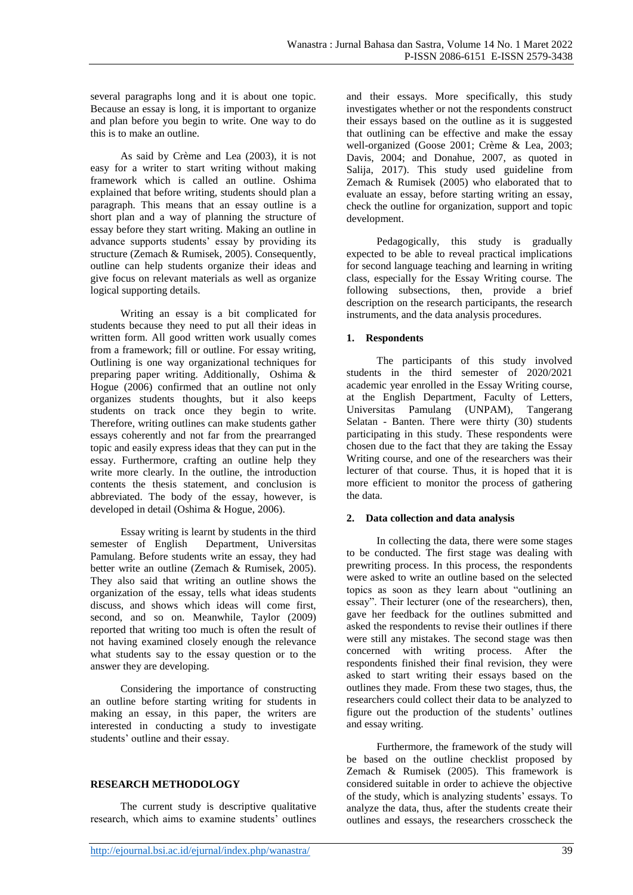several paragraphs long and it is about one topic. Because an essay is long, it is important to organize and plan before you begin to write. One way to do this is to make an outline.

As said by Crème and Lea (2003), it is not easy for a writer to start writing without making framework which is called an outline. Oshima explained that before writing, students should plan a paragraph. This means that an essay outline is a short plan and a way of planning the structure of essay before they start writing. Making an outline in advance supports students' essay by providing its structure (Zemach & Rumisek, 2005). Consequently, outline can help students organize their ideas and give focus on relevant materials as well as organize logical supporting details.

Writing an essay is a bit complicated for students because they need to put all their ideas in written form. All good written work usually comes from a framework; fill or outline. For essay writing, Outlining is one way organizational techniques for preparing paper writing. Additionally, Oshima & Hogue (2006) confirmed that an outline not only organizes students thoughts, but it also keeps students on track once they begin to write. Therefore, writing outlines can make students gather essays coherently and not far from the prearranged topic and easily express ideas that they can put in the essay. Furthermore, crafting an outline help they write more clearly. In the outline, the introduction contents the thesis statement, and conclusion is abbreviated. The body of the essay, however, is developed in detail (Oshima & Hogue, 2006).

Essay writing is learnt by students in the third semester of English Department, Universitas Pamulang. Before students write an essay, they had better write an outline (Zemach & Rumisek, 2005). They also said that writing an outline shows the organization of the essay, tells what ideas students discuss, and shows which ideas will come first, second, and so on. Meanwhile, Taylor (2009) reported that writing too much is often the result of not having examined closely enough the relevance what students say to the essay question or to the answer they are developing.

Considering the importance of constructing an outline before starting writing for students in making an essay, in this paper, the writers are interested in conducting a study to investigate students' outline and their essay.

## RESEARCH METHODOLOGY

The current study is descriptive qualitative research, which aims to examine students' outlines and their essays. More specifically, this study investigates whether or not the respondents construct their essays based on the outline as it is suggested that outlining can be effective and make the essay well-organized (Goose 2001; Crème & Lea, 2003; Davis, 2004; and Donahue, 2007, as quoted in Salija, 2017). This study used guideline from Zemach & Rumisek (2005) who elaborated that to evaluate an essay, before starting writing an essay, check the outline for organization, support and topic development.

Pedagogically, this study is gradually expected to be able to reveal practical implications for second language teaching and learning in writing class, especially for the Essay Writing course. The following subsections, then, provide a brief description on the research participants, the research instruments, and the data analysis procedures.

### 1. Respondents

The participants of this study involved students in the third semester of 2020/2021 academic year enrolled in the Essay Writing course, at the English Department, Faculty of Letters, Universitas Pamulang (UNPAM), Tangerang Selatan - Banten. There were thirty (30) students participating in this study. These respondents were chosen due to the fact that they are taking the Essay Writing course, and one of the researchers was their lecturer of that course. Thus, it is hoped that it is more efficient to monitor the process of gathering the data.

### 2. Data collection and data analysis

In collecting the data, there were some stages to be conducted. The first stage was dealing with prewriting process. In this process, the respondents were asked to write an outline based on the selected topics as soon as they learn about "outlining an essay". Their lecturer (one of the researchers), then, gave her feedback for the outlines submitted and asked the respondents to revise their outlines if there were still any mistakes. The second stage was then concerned with writing process. After the respondents finished their final revision, they were asked to start writing their essays based on the outlines they made. From these two stages, thus, the researchers could collect their data to be analyzed to figure out the production of the students' outlines and essay writing.

Furthermore, the framework of the study will be based on the outline checklist proposed by Zemach & Rumisek (2005). This framework is considered suitable in order to achieve the objective of the study, which is analyzing students' essays. To analyze the data, thus, after the students create their outlines and essays, the researchers crosscheck the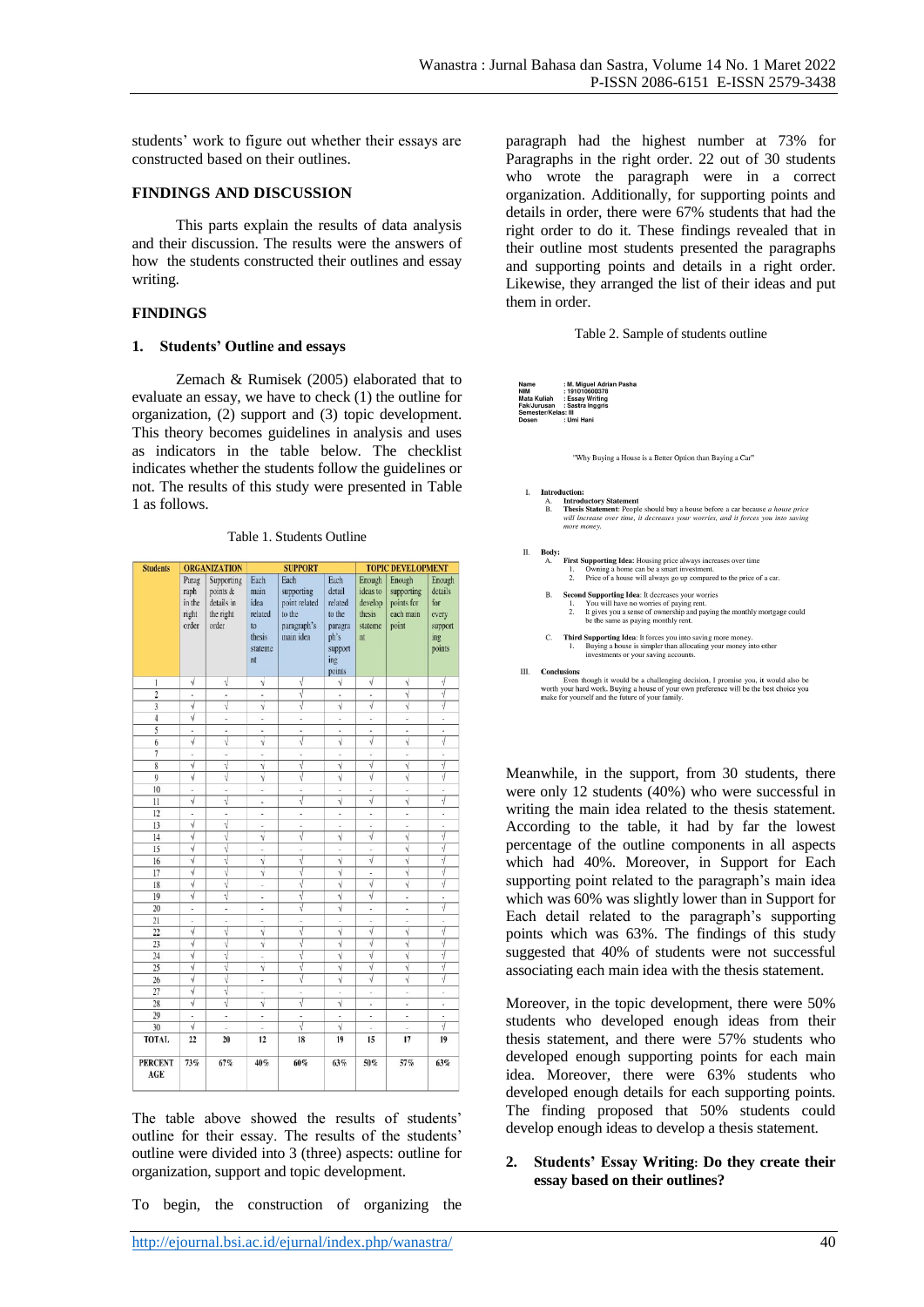students' work to figure out whether their essays are constructed based on their outlines.

## FINDINGS AND DISCUSSION

This parts explain the results of data analysis and their discussion. The results were the answers of how the students constructed their outlines and essay writing.

### FINDINGS

#### 1. Students' Outline and essays

Zemach & Rumisek (2005) elaborated that to evaluate an essay, we have to check (1) the outline for organization, (2) support and (3) topic development. This theory becomes guidelines in analysis and uses as indicators in the table below. The checklist indicates whether the students follow the guidelines or not. The results of this study were presented in Table 1 as follows.

Table 1. Students Outline

| Students | ORGANIZATION | | SUPPORT | | | TOPIC DEVELOPMENT | | |
|---|---|---|---|---|---|---|---|---|
| | Paragraph in the right order | Supporting points & details in the right order | Each main idea related to thesis statement | Each supporting point related to the paragraph's main idea | Each detail related to the paragraph's supporting points | Enough ideas to develop thesis statement | Enough supporting points for each main point | Enough details for every supporting points |
| 1 | √ | √ | √ | √ | √ | √ | √ | √ |
| 2 | - | - | - | √ | - | - | √ | √ |
| 3 | √ | √ | √ | √ | √ | √ | √ | √ |
| 4 | √ | - | - | - | - | - | - | - |
| 5 | - | - | - | - | - | - | - | - |
| 6 | √ | √ | √ | √ | √ | √ | √ | √ |
| 7 | - | - | - | - | - | - | - | - |
| 8 | √ | √ | √ | √ | √ | √ | √ | √ |
| 9 | √ | √ | √ | √ | √ | √ | √ | √ |
| 10 | - | - | - | - | - | - | - | - |
| 11 | √ | √ | - | √ | √ | √ | √ | √ |
| 12 | - | - | - | - | - | - | - | - |
| 13 | √ | √ | - | - | - | - | - | - |
| 14 | √ | √ | √ | √ | √ | √ | √ | √ |
| 15 | √ | √ | - | - | - | - | √ | √ |
| 16 | √ | √ | √ | √ | √ | √ | √ | √ |
| 17 | √ | √ | √ | √ | √ | - | √ | √ |
| 18 | √ | √ | - | √ | √ | √ | √ | √ |
| 19 | √ | √ | - | √ | √ | √ | - | - |
| 20 | - | - | - | √ | √ | - | - | √ |
| 21 | - | - | - | - | - | - | - | - |
| 22 | √ | √ | √ | √ | √ | √ | √ | √ |
| 23 | √ | √ | √ | √ | √ | √ | √ | √ |
| 24 | √ | √ | - | √ | √ | √ | √ | √ |
| 25 | √ | √ | √ | √ | √ | √ | √ | √ |
| 26 | √ | √ | - | √ | √ | √ | √ | √ |
| 27 | √ | √ | - | - | - | - | - | - |
| 28 | √ | √ | √ | √ | √ | - | - | - |
| 29 | - | - | - | - | - | - | - | - |
| 30 | √ | - | - | √ | √ | - | - | √ |
| TOTAL | 22 | 20 | 12 | 18 | 19 | 15 | 17 | 19 |
| PERCENTAGE | 73% | 67% | 40% | 60% | 63% | 50% | 57% | 63% |

The table above showed the results of students' outline for their essay. The results of the students' outline were divided into 3 (three) aspects: outline for organization, support and topic development.

To begin, the construction of organizing the paragraph had the highest number at 73% for Paragraphs in the right order. 22 out of 30 students who wrote the paragraph were in a correct organization. Additionally, for supporting points and details in order, there were 67% students that had the right order to do it. These findings revealed that in their outline most students presented the paragraphs and supporting points and details in a right order. Likewise, they arranged the list of their ideas and put them in order.

Table 2. Sample of students outline

Name : M. Miguel Adrian Pasha
NIM : 191010600376
Mata Kuliah : Essay Writing
Fak/Jurusan : Sastra Inggris
Semester/Kelas: III
Dosen : Umi Hani

"Why Buying a House is a Better Option than Buying a Car"

I. **Introduction:**
   A. **Introductory Statement**
   B. **Thesis Statement**: People should buy a house before a car because *a house price will increase over time, it decreases your worries, and it forces you into saving more money.*

II. **Body:**
   A. **First Supporting Idea:** Housing price always increases over time
      1. Owning a home can be a smart investment.
      2. Price of a house will always go up compared to the price of a car.

   B. **Second Supporting Idea**: It decreases your worries
      1. You will have no worries of paying rent.
      2. It gives you a sense of ownership and paying the monthly mortgage could be the same as paying monthly rent.

   C. **Third Supporting Idea**: It forces you into saving more money.
      1. Buying a house is simpler than allocating your money into other investments or your saving accounts.

III. **Conclusions**
   Even though it would be a challenging decision, I promise you, it would also be worth your hard work. Buying a house of your own preference will be the best choice you make for yourself and the future of your family.

Meanwhile, in the support, from 30 students, there were only 12 students (40%) who were successful in writing the main idea related to the thesis statement. According to the table, it had by far the lowest percentage of the outline components in all aspects which had 40%. Moreover, in Support for Each supporting point related to the paragraph's main idea which was 60% was slightly lower than in Support for Each detail related to the paragraph's supporting points which was 63%. The findings of this study suggested that 40% of students were not successful associating each main idea with the thesis statement.

Moreover, in the topic development, there were 50% students who developed enough ideas from their thesis statement, and there were 57% students who developed enough supporting points for each main idea. Moreover, there were 63% students who developed enough details for each supporting points. The finding proposed that 50% students could develop enough ideas to develop a thesis statement.

#### 2. Students' Essay Writing: Do they create their essay based on their outlines?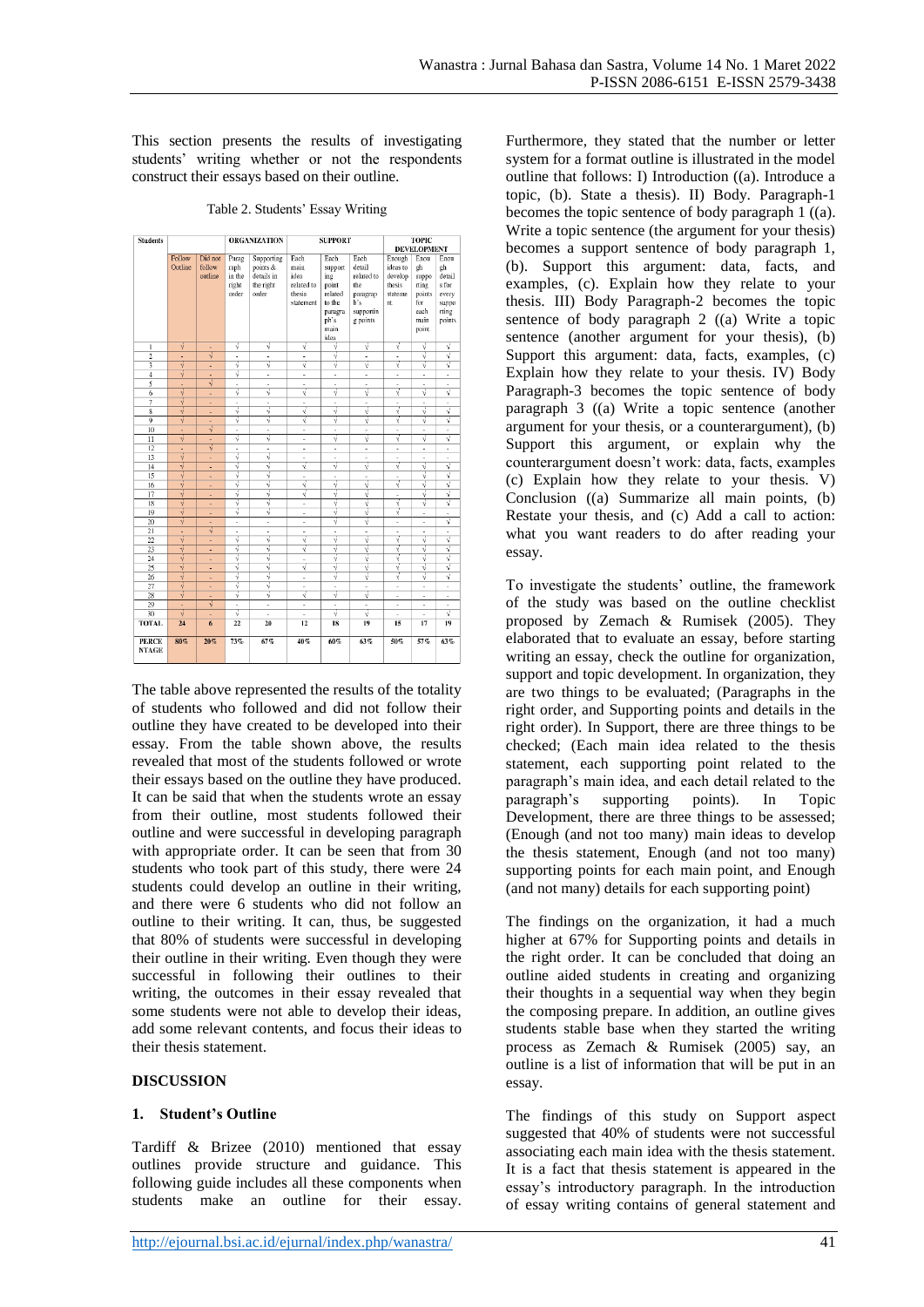This section presents the results of investigating students' writing whether or not the respondents construct their essays based on their outline.

Table 2. Students' Essay Writing

| Students | | | ORGANIZATION | | SUPPORT | | | TOPIC DEVELOPMENT | | |
|---|---|---|---|---|---|---|---|---|---|---|
| | Follow Outline | Did not follow outline | Paragraph in the right order | Supporting points & details in the right order | Each main idea related to thesis statement | Each supporting point related to the paragraph's main idea | Each detail related to the paragraph's supporting points | Enough ideas to develop thesis statement | Enough supporting points for each main point | Enough details for every supporting points |
| 1 | √ | - | √ | √ | √ | √ | √ | √ | √ | √ |
| 2 | - | √ | - | - | - | √ | - | - | √ | √ |
| 3 | √ | - | √ | √ | √ | √ | √ | √ | √ | √ |
| 4 | √ | - | √ | - | - | - | - | - | - | - |
| 5 | - | √ | - | - | - | - | - | - | - | - |
| 6 | √ | - | √ | √ | √ | √ | √ | √ | √ | √ |
| 7 | √ | - | - | - | - | - | - | - | - | - |
| 8 | √ | - | √ | √ | √ | √ | √ | √ | √ | √ |
| 9 | √ | - | √ | √ | √ | √ | √ | √ | √ | √ |
| 10 | - | √ | - | - | - | - | - | - | - | - |
| 11 | √ | - | √ | √ | - | √ | √ | √ | √ | √ |
| 12 | - | √ | - | - | - | - | - | - | - | - |
| 13 | √ | - | √ | √ | - | - | - | - | - | - |
| 14 | √ | - | √ | √ | √ | √ | √ | √ | √ | √ |
| 15 | √ | - | √ | √ | - | - | - | - | √ | √ |
| 16 | √ | - | √ | √ | √ | √ | √ | √ | √ | √ |
| 17 | √ | - | √ | √ | √ | √ | √ | - | √ | √ |
| 18 | √ | - | √ | √ | - | √ | √ | √ | √ | √ |
| 19 | √ | - | √ | √ | - | √ | √ | √ | - | - |
| 20 | √ | - | - | - | - | √ | √ | - | - | √ |
| 21 | - | √ | - | - | - | - | - | - | - | - |
| 22 | √ | - | √ | √ | √ | √ | √ | √ | √ | √ |
| 23 | √ | - | √ | √ | √ | √ | √ | √ | √ | √ |
| 24 | √ | - | √ | √ | - | √ | √ | √ | √ | √ |
| 25 | √ | - | √ | √ | √ | √ | √ | √ | √ | √ |
| 26 | √ | - | √ | √ | - | √ | √ | √ | √ | √ |
| 27 | √ | - | √ | √ | - | - | - | - | - | - |
| 28 | √ | - | √ | √ | √ | √ | √ | - | - | - |
| 29 | - | √ | - | - | - | - | - | - | - | - |
| 30 | √ | - | √ | - | - | √ | √ | - | - | √ |
| TOTAL | 24 | 6 | 22 | 20 | 12 | 18 | 19 | 15 | 17 | 19 |
| PERCENTAGE | 80% | 20% | 73% | 67% | 40% | 60% | 63% | 50% | 57% | 63% |

The table above represented the results of the totality of students who followed and did not follow their outline they have created to be developed into their essay. From the table shown above, the results revealed that most of the students followed or wrote their essays based on the outline they have produced. It can be said that when the students wrote an essay from their outline, most students followed their outline and were successful in developing paragraph with appropriate order. It can be seen that from 30 students who took part of this study, there were 24 students could develop an outline in their writing, and there were 6 students who did not follow an outline to their writing. It can, thus, be suggested that 80% of students were successful in developing their outline in their writing. Even though they were successful in following their outlines to their writing, the outcomes in their essay revealed that some students were not able to develop their ideas, add some relevant contents, and focus their ideas to their thesis statement.

## DISCUSSION

### 1. Student's Outline

Tardiff & Brizee (2010) mentioned that essay outlines provide structure and guidance. This following guide includes all these components when students make an outline for their essay. Furthermore, they stated that the number or letter system for a format outline is illustrated in the model outline that follows: I) Introduction ((a). Introduce a topic, (b). State a thesis). II) Body. Paragraph-1 becomes the topic sentence of body paragraph 1 ((a). Write a topic sentence (the argument for your thesis) becomes a support sentence of body paragraph 1, (b). Support this argument: data, facts, and examples, (c). Explain how they relate to your thesis. III) Body Paragraph-2 becomes the topic sentence of body paragraph 2 ((a) Write a topic sentence (another argument for your thesis), (b) Support this argument: data, facts, examples, (c) Explain how they relate to your thesis. IV) Body Paragraph-3 becomes the topic sentence of body paragraph 3 ((a) Write a topic sentence (another argument for your thesis, or a counterargument), (b) Support this argument, or explain why the counterargument doesn't work: data, facts, examples (c) Explain how they relate to your thesis. V) Conclusion ((a) Summarize all main points, (b) Restate your thesis, and (c) Add a call to action: what you want readers to do after reading your essay.

To investigate the students' outline, the framework of the study was based on the outline checklist proposed by Zemach & Rumisek (2005). They elaborated that to evaluate an essay, before starting writing an essay, check the outline for organization, support and topic development. In organization, they are two things to be evaluated; (Paragraphs in the right order, and Supporting points and details in the right order). In Support, there are three things to be checked; (Each main idea related to the thesis statement, each supporting point related to the paragraph's main idea, and each detail related to the paragraph's supporting points). In Topic Development, there are three things to be assessed; (Enough (and not too many) main ideas to develop the thesis statement, Enough (and not too many) supporting points for each main point, and Enough (and not many) details for each supporting point)

The findings on the organization, it had a much higher at 67% for Supporting points and details in the right order. It can be concluded that doing an outline aided students in creating and organizing their thoughts in a sequential way when they begin the composing prepare. In addition, an outline gives students stable base when they started the writing process as Zemach & Rumisek (2005) say, an outline is a list of information that will be put in an essay.

The findings of this study on Support aspect suggested that 40% of students were not successful associating each main idea with the thesis statement. It is a fact that thesis statement is appeared in the essay's introductory paragraph. In the introduction of essay writing contains of general statement and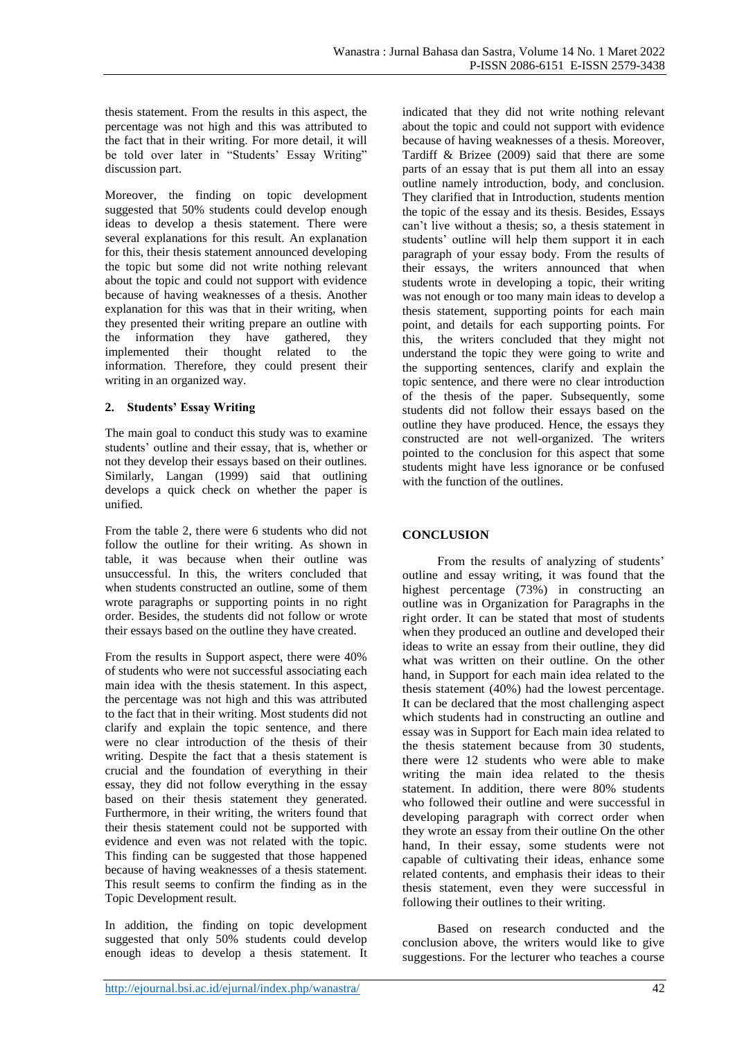thesis statement. From the results in this aspect, the percentage was not high and this was attributed to the fact that in their writing. For more detail, it will be told over later in "Students' Essay Writing" discussion part.

Moreover, the finding on topic development suggested that 50% students could develop enough ideas to develop a thesis statement. There were several explanations for this result. An explanation for this, their thesis statement announced developing the topic but some did not write nothing relevant about the topic and could not support with evidence because of having weaknesses of a thesis. Another explanation for this was that in their writing, when they presented their writing prepare an outline with the information they have gathered, they implemented their thought related to the information. Therefore, they could present their writing in an organized way.

**2. Students' Essay Writing**

The main goal to conduct this study was to examine students' outline and their essay, that is, whether or not they develop their essays based on their outlines. Similarly, Langan (1999) said that outlining develops a quick check on whether the paper is unified.

From the table 2, there were 6 students who did not follow the outline for their writing. As shown in table, it was because when their outline was unsuccessful. In this, the writers concluded that when students constructed an outline, some of them wrote paragraphs or supporting points in no right order. Besides, the students did not follow or wrote their essays based on the outline they have created.

From the results in Support aspect, there were 40% of students who were not successful associating each main idea with the thesis statement. In this aspect, the percentage was not high and this was attributed to the fact that in their writing. Most students did not clarify and explain the topic sentence, and there were no clear introduction of the thesis of their writing. Despite the fact that a thesis statement is crucial and the foundation of everything in their essay, they did not follow everything in the essay based on their thesis statement they generated. Furthermore, in their writing, the writers found that their thesis statement could not be supported with evidence and even was not related with the topic. This finding can be suggested that those happened because of having weaknesses of a thesis statement. This result seems to confirm the finding as in the Topic Development result.

In addition, the finding on topic development suggested that only 50% students could develop enough ideas to develop a thesis statement. It indicated that they did not write nothing relevant about the topic and could not support with evidence because of having weaknesses of a thesis. Moreover, Tardiff & Brizee (2009) said that there are some parts of an essay that is put them all into an essay outline namely introduction, body, and conclusion. They clarified that in Introduction, students mention the topic of the essay and its thesis. Besides, Essays can't live without a thesis; so, a thesis statement in students' outline will help them support it in each paragraph of your essay body. From the results of their essays, the writers announced that when students wrote in developing a topic, their writing was not enough or too many main ideas to develop a thesis statement, supporting points for each main point, and details for each supporting points. For this, the writers concluded that they might not understand the topic they were going to write and the supporting sentences, clarify and explain the topic sentence, and there were no clear introduction of the thesis of the paper. Subsequently, some students did not follow their essays based on the outline they have produced. Hence, the essays they constructed are not well-organized. The writers pointed to the conclusion for this aspect that some students might have less ignorance or be confused with the function of the outlines.

## CONCLUSION

From the results of analyzing of students' outline and essay writing, it was found that the highest percentage (73%) in constructing an outline was in Organization for Paragraphs in the right order. It can be stated that most of students when they produced an outline and developed their ideas to write an essay from their outline, they did what was written on their outline. On the other hand, in Support for each main idea related to the thesis statement (40%) had the lowest percentage. It can be declared that the most challenging aspect which students had in constructing an outline and essay was in Support for Each main idea related to the thesis statement because from 30 students, there were 12 students who were able to make writing the main idea related to the thesis statement. In addition, there were 80% students who followed their outline and were successful in developing paragraph with correct order when they wrote an essay from their outline On the other hand, In their essay, some students were not capable of cultivating their ideas, enhance some related contents, and emphasis their ideas to their thesis statement, even they were successful in following their outlines to their writing.

Based on research conducted and the conclusion above, the writers would like to give suggestions. For the lecturer who teaches a course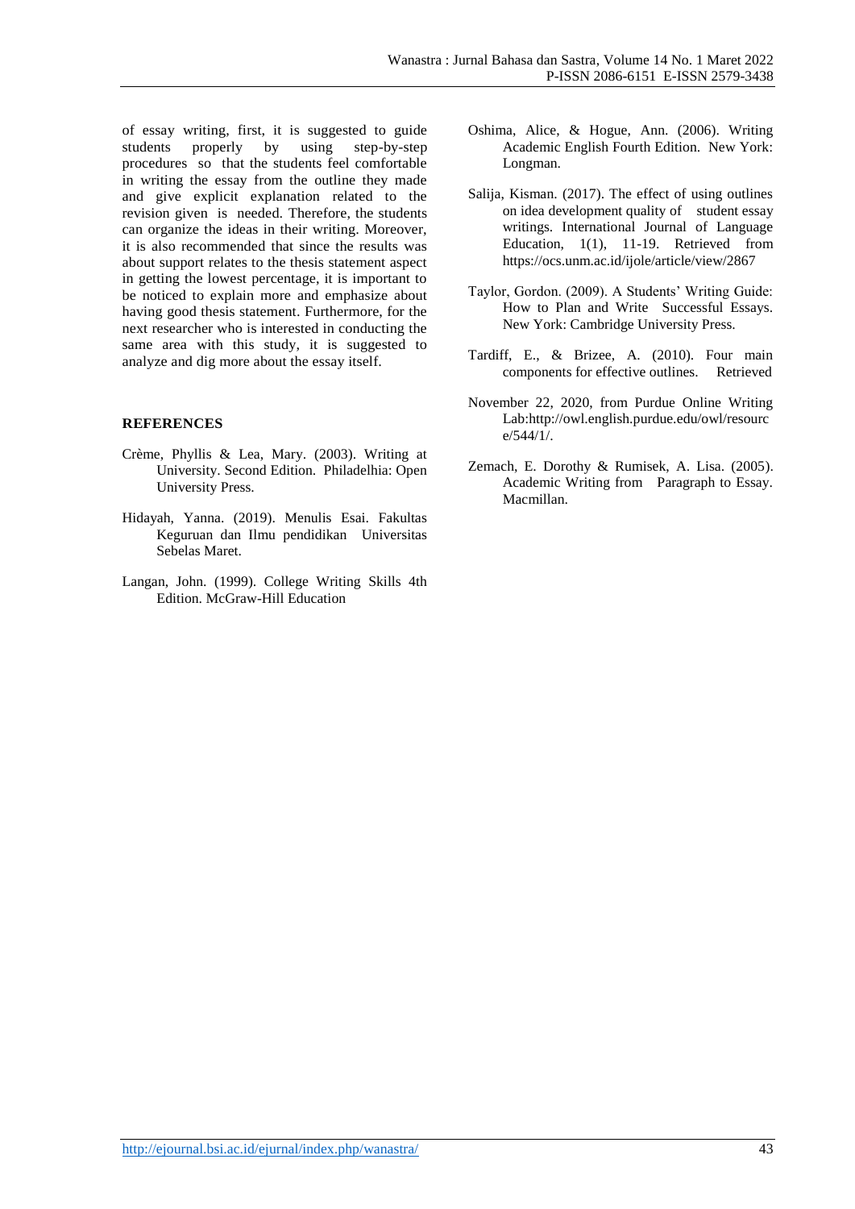of essay writing, first, it is suggested to guide students properly by using step-by-step procedures so that the students feel comfortable in writing the essay from the outline they made and give explicit explanation related to the revision given is needed. Therefore, the students can organize the ideas in their writing. Moreover, it is also recommended that since the results was about support relates to the thesis statement aspect in getting the lowest percentage, it is important to be noticed to explain more and emphasize about having good thesis statement. Furthermore, for the next researcher who is interested in conducting the same area with this study, it is suggested to analyze and dig more about the essay itself.

## REFERENCES

Crème, Phyllis & Lea, Mary. (2003). Writing at University. Second Edition. Philadelhia: Open University Press.

Hidayah, Yanna. (2019). Menulis Esai. Fakultas Keguruan dan Ilmu pendidikan Universitas Sebelas Maret.

Langan, John. (1999). College Writing Skills 4th Edition. McGraw-Hill Education

Oshima, Alice, & Hogue, Ann. (2006). Writing Academic English Fourth Edition. New York: Longman.

Salija, Kisman. (2017). The effect of using outlines on idea development quality of student essay writings. International Journal of Language Education, 1(1), 11-19. Retrieved from https://ocs.unm.ac.id/ijole/article/view/2867

Taylor, Gordon. (2009). A Students' Writing Guide: How to Plan and Write Successful Essays. New York: Cambridge University Press.

Tardiff, E., & Brizee, A. (2010). Four main components for effective outlines. Retrieved

November 22, 2020, from Purdue Online Writing Lab:http://owl.english.purdue.edu/owl/resource/544/1/.

Zemach, E. Dorothy & Rumisek, A. Lisa. (2005). Academic Writing from Paragraph to Essay. Macmillan.